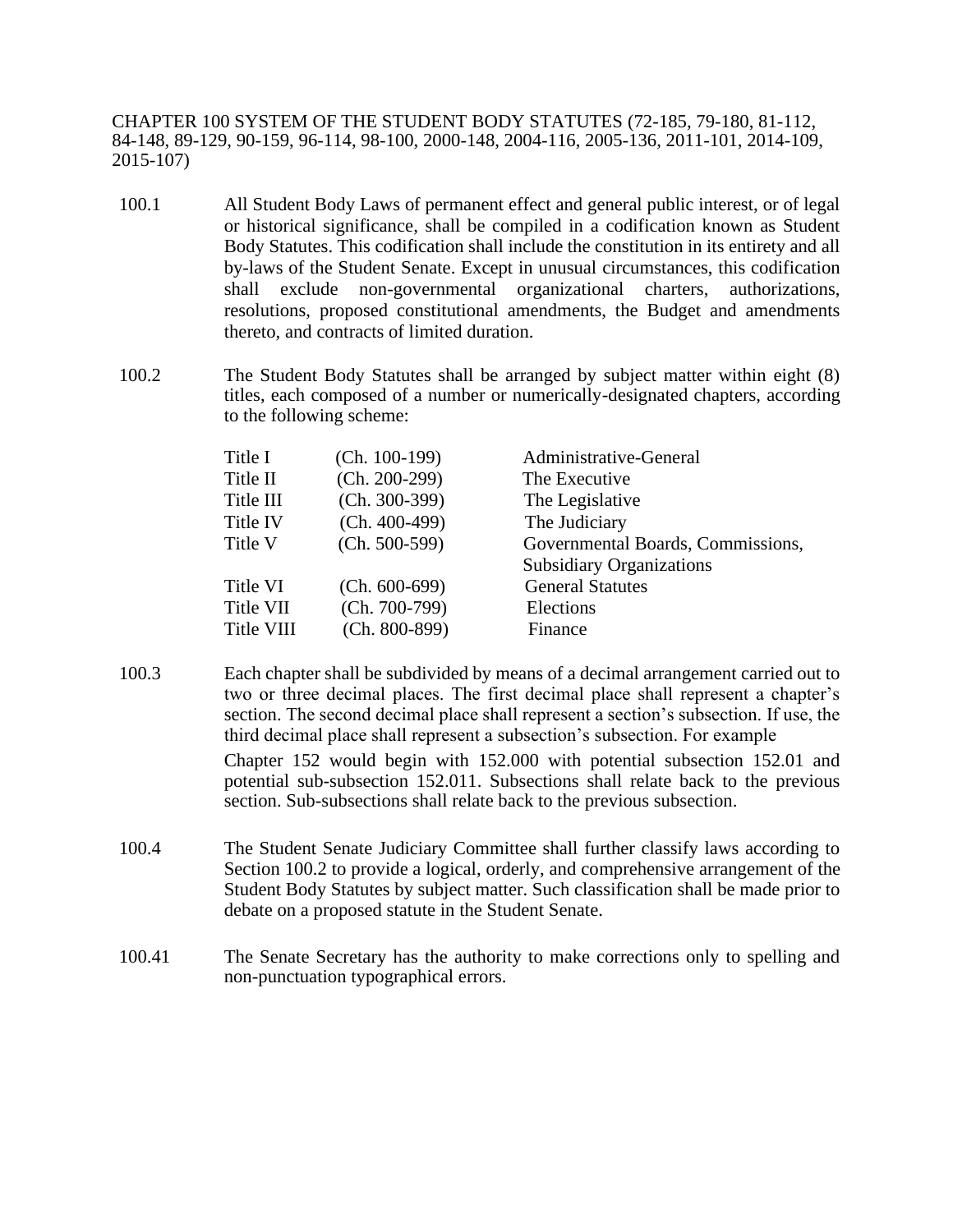# CHAPTER 100 SYSTEM OF THE STUDENT BODY STATUTES (72-185, 79-180, 81-112, 84-148, 89-129, 90-159, 96-114, 98-100, 2000-148, 2004-116, 2005-136, 2011-101, 2014-109, 2015-107)

100.1 All Student Body Laws of permanent effect and general public interest, or of legal or historical significance, shall be compiled in a codification known as Student Body Statutes. This codification shall include the constitution in its entirety and all by-laws of the Student Senate. Except in unusual circumstances, this codification shall exclude non-governmental organizational charters, authorizations, resolutions, proposed constitutional amendments, the Budget and amendments thereto, and contracts of limited duration.

100.2 The Student Body Statutes shall be arranged by subject matter within eight (8) titles, each composed of a number or numerically-designated chapters, according to the following scheme:

| | | |
|---|---|---|
| Title I | (Ch. 100-199) | Administrative-General |
| Title II | (Ch. 200-299) | The Executive |
| Title III | (Ch. 300-399) | The Legislative |
| Title IV | (Ch. 400-499) | The Judiciary |
| Title V | (Ch. 500-599) | Governmental Boards, Commissions, Subsidiary Organizations |
| Title VI | (Ch. 600-699) | General Statutes |
| Title VII | (Ch. 700-799) | Elections |
| Title VIII | (Ch. 800-899) | Finance |

100.3 Each chapter shall be subdivided by means of a decimal arrangement carried out to two or three decimal places. The first decimal place shall represent a chapter's section. The second decimal place shall represent a section's subsection. If use, the third decimal place shall represent a subsection's subsection. For example

Chapter 152 would begin with 152.000 with potential subsection 152.01 and potential sub-subsection 152.011. Subsections shall relate back to the previous section. Sub-subsections shall relate back to the previous subsection.

100.4 The Student Senate Judiciary Committee shall further classify laws according to Section 100.2 to provide a logical, orderly, and comprehensive arrangement of the Student Body Statutes by subject matter. Such classification shall be made prior to debate on a proposed statute in the Student Senate.

100.41 The Senate Secretary has the authority to make corrections only to spelling and non-punctuation typographical errors.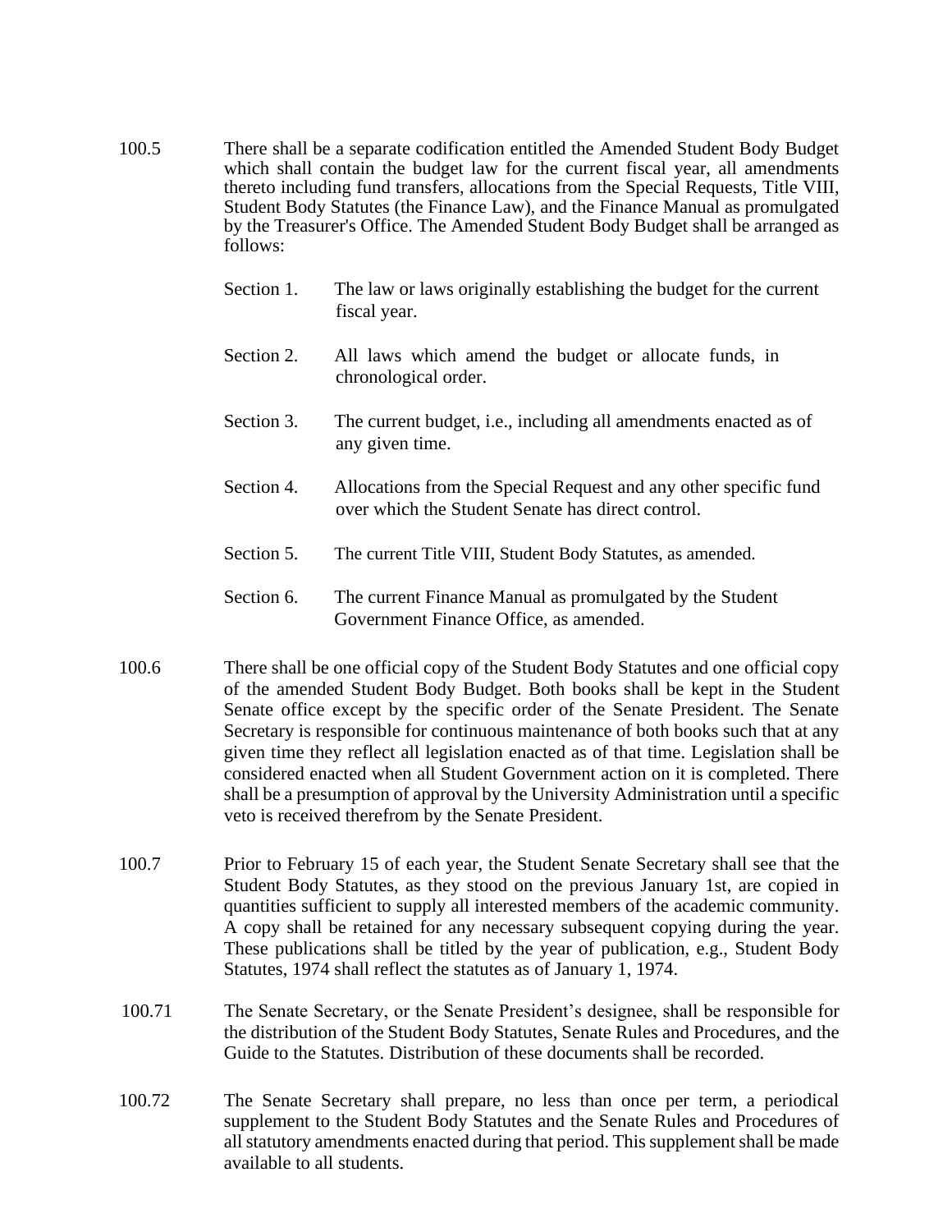100.5 There shall be a separate codification entitled the Amended Student Body Budget which shall contain the budget law for the current fiscal year, all amendments thereto including fund transfers, allocations from the Special Requests, Title VIII, Student Body Statutes (the Finance Law), and the Finance Manual as promulgated by the Treasurer's Office. The Amended Student Body Budget shall be arranged as follows:

Section 1. The law or laws originally establishing the budget for the current fiscal year.

Section 2. All laws which amend the budget or allocate funds, in chronological order.

Section 3. The current budget, i.e., including all amendments enacted as of any given time.

Section 4. Allocations from the Special Request and any other specific fund over which the Student Senate has direct control.

Section 5. The current Title VIII, Student Body Statutes, as amended.

Section 6. The current Finance Manual as promulgated by the Student Government Finance Office, as amended.

100.6 There shall be one official copy of the Student Body Statutes and one official copy of the amended Student Body Budget. Both books shall be kept in the Student Senate office except by the specific order of the Senate President. The Senate Secretary is responsible for continuous maintenance of both books such that at any given time they reflect all legislation enacted as of that time. Legislation shall be considered enacted when all Student Government action on it is completed. There shall be a presumption of approval by the University Administration until a specific veto is received therefrom by the Senate President.

100.7 Prior to February 15 of each year, the Student Senate Secretary shall see that the Student Body Statutes, as they stood on the previous January 1st, are copied in quantities sufficient to supply all interested members of the academic community. A copy shall be retained for any necessary subsequent copying during the year. These publications shall be titled by the year of publication, e.g., Student Body Statutes, 1974 shall reflect the statutes as of January 1, 1974.

100.71 The Senate Secretary, or the Senate President's designee, shall be responsible for the distribution of the Student Body Statutes, Senate Rules and Procedures, and the Guide to the Statutes. Distribution of these documents shall be recorded.

100.72 The Senate Secretary shall prepare, no less than once per term, a periodical supplement to the Student Body Statutes and the Senate Rules and Procedures of all statutory amendments enacted during that period. This supplement shall be made available to all students.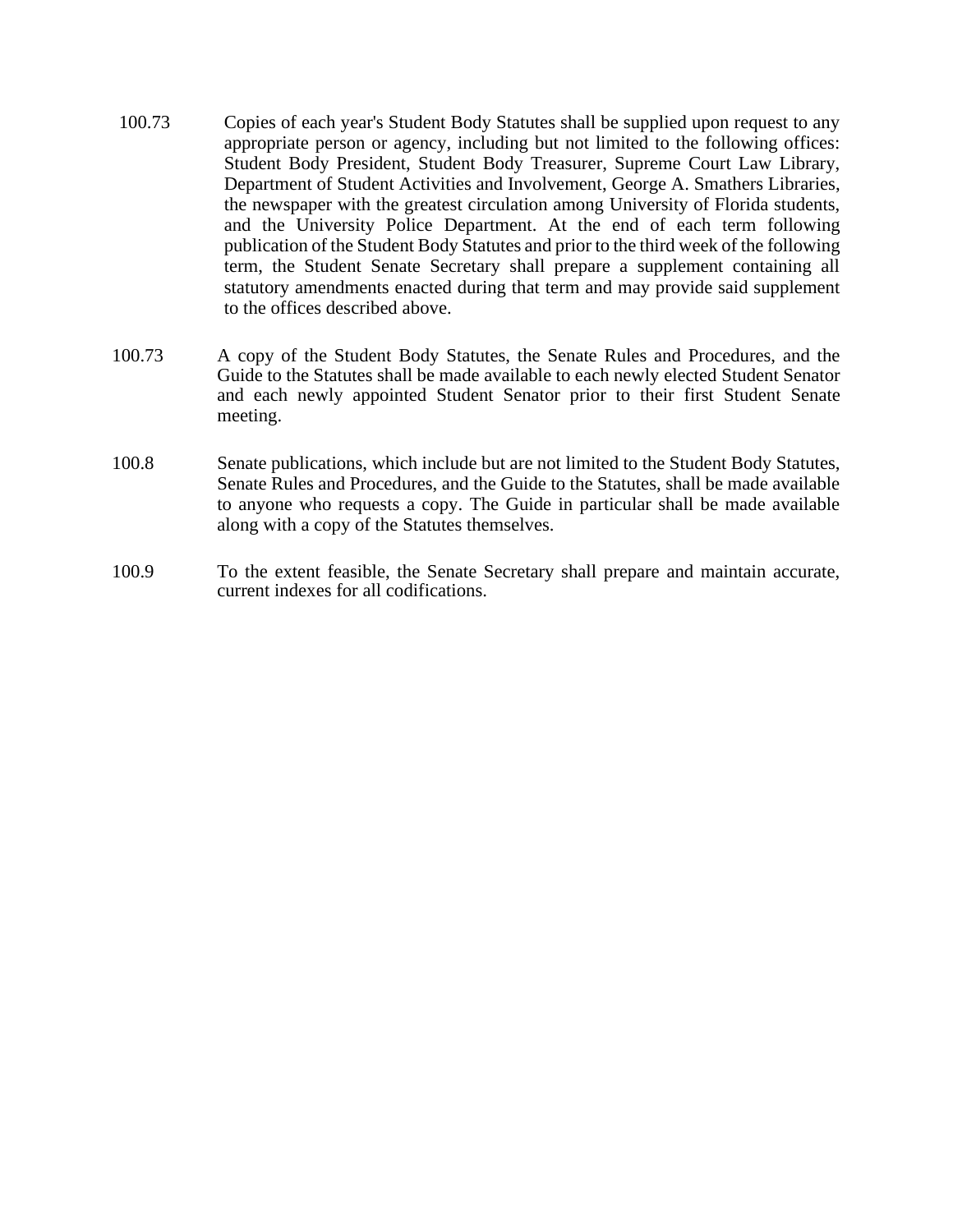100.73 Copies of each year's Student Body Statutes shall be supplied upon request to any appropriate person or agency, including but not limited to the following offices: Student Body President, Student Body Treasurer, Supreme Court Law Library, Department of Student Activities and Involvement, George A. Smathers Libraries, the newspaper with the greatest circulation among University of Florida students, and the University Police Department. At the end of each term following publication of the Student Body Statutes and prior to the third week of the following term, the Student Senate Secretary shall prepare a supplement containing all statutory amendments enacted during that term and may provide said supplement to the offices described above.

100.73 A copy of the Student Body Statutes, the Senate Rules and Procedures, and the Guide to the Statutes shall be made available to each newly elected Student Senator and each newly appointed Student Senator prior to their first Student Senate meeting.

100.8 Senate publications, which include but are not limited to the Student Body Statutes, Senate Rules and Procedures, and the Guide to the Statutes, shall be made available to anyone who requests a copy. The Guide in particular shall be made available along with a copy of the Statutes themselves.

100.9 To the extent feasible, the Senate Secretary shall prepare and maintain accurate, current indexes for all codifications.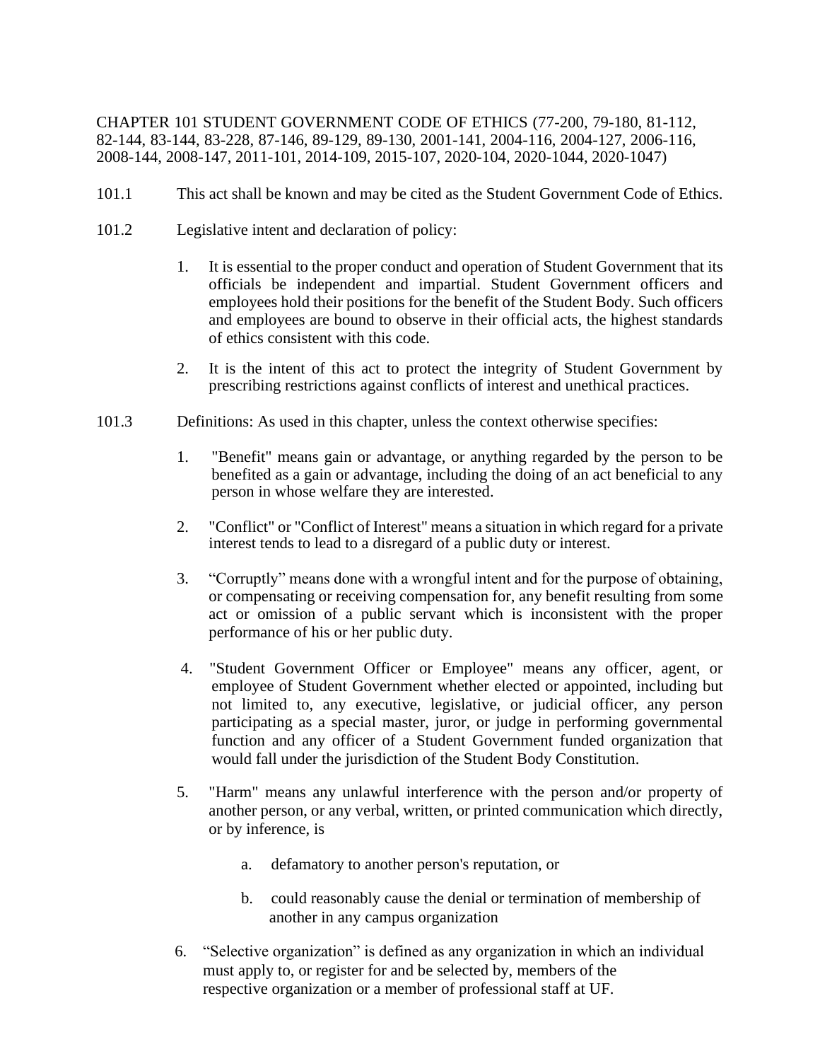CHAPTER 101 STUDENT GOVERNMENT CODE OF ETHICS (77-200, 79-180, 81-112, 82-144, 83-144, 83-228, 87-146, 89-129, 89-130, 2001-141, 2004-116, 2004-127, 2006-116, 2008-144, 2008-147, 2011-101, 2014-109, 2015-107, 2020-104, 2020-1044, 2020-1047)

101.1 This act shall be known and may be cited as the Student Government Code of Ethics.

101.2 Legislative intent and declaration of policy:

1. It is essential to the proper conduct and operation of Student Government that its officials be independent and impartial. Student Government officers and employees hold their positions for the benefit of the Student Body. Such officers and employees are bound to observe in their official acts, the highest standards of ethics consistent with this code.

2. It is the intent of this act to protect the integrity of Student Government by prescribing restrictions against conflicts of interest and unethical practices.

101.3 Definitions: As used in this chapter, unless the context otherwise specifies:

1. "Benefit" means gain or advantage, or anything regarded by the person to be benefited as a gain or advantage, including the doing of an act beneficial to any person in whose welfare they are interested.

2. "Conflict" or "Conflict of Interest" means a situation in which regard for a private interest tends to lead to a disregard of a public duty or interest.

3. “Corruptly” means done with a wrongful intent and for the purpose of obtaining, or compensating or receiving compensation for, any benefit resulting from some act or omission of a public servant which is inconsistent with the proper performance of his or her public duty.

4. "Student Government Officer or Employee" means any officer, agent, or employee of Student Government whether elected or appointed, including but not limited to, any executive, legislative, or judicial officer, any person participating as a special master, juror, or judge in performing governmental function and any officer of a Student Government funded organization that would fall under the jurisdiction of the Student Body Constitution.

5. "Harm" means any unlawful interference with the person and/or property of another person, or any verbal, written, or printed communication which directly, or by inference, is

   a. defamatory to another person's reputation, or

   b. could reasonably cause the denial or termination of membership of another in any campus organization

6. “Selective organization” is defined as any organization in which an individual must apply to, or register for and be selected by, members of the respective organization or a member of professional staff at UF.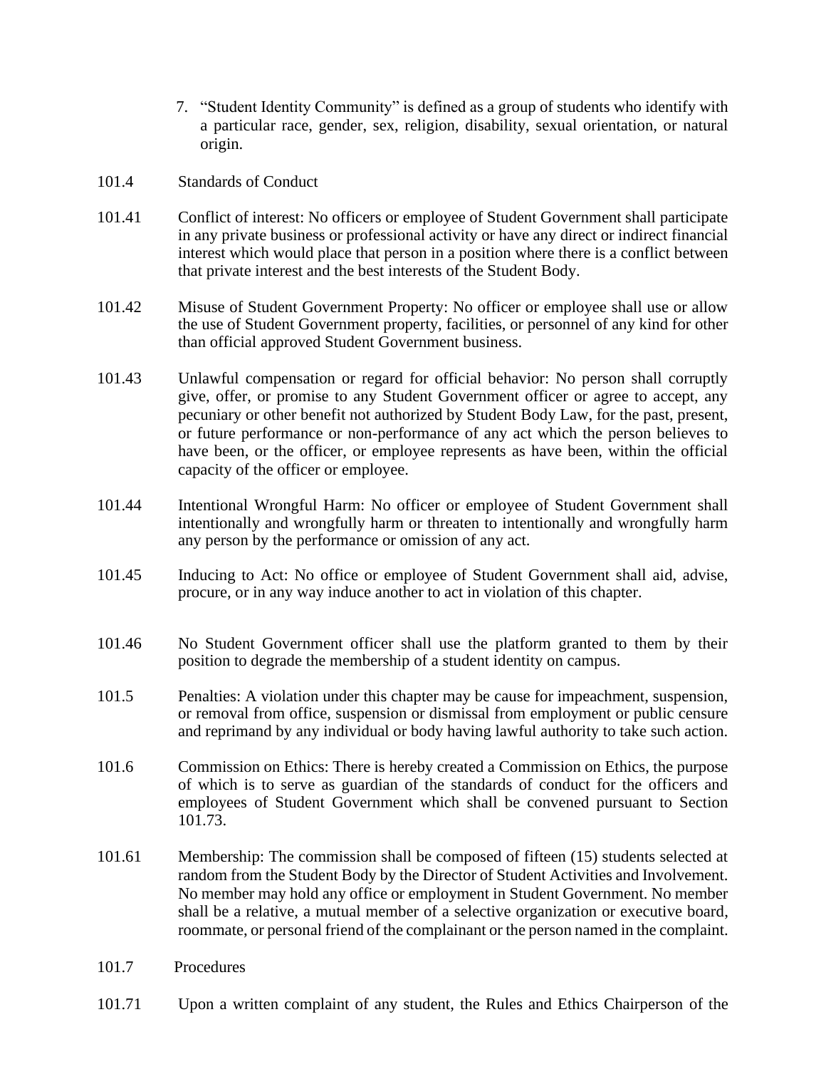7. "Student Identity Community" is defined as a group of students who identify with a particular race, gender, sex, religion, disability, sexual orientation, or natural origin.

101.4 Standards of Conduct

101.41 Conflict of interest: No officers or employee of Student Government shall participate in any private business or professional activity or have any direct or indirect financial interest which would place that person in a position where there is a conflict between that private interest and the best interests of the Student Body.

101.42 Misuse of Student Government Property: No officer or employee shall use or allow the use of Student Government property, facilities, or personnel of any kind for other than official approved Student Government business.

101.43 Unlawful compensation or regard for official behavior: No person shall corruptly give, offer, or promise to any Student Government officer or agree to accept, any pecuniary or other benefit not authorized by Student Body Law, for the past, present, or future performance or non-performance of any act which the person believes to have been, or the officer, or employee represents as have been, within the official capacity of the officer or employee.

101.44 Intentional Wrongful Harm: No officer or employee of Student Government shall intentionally and wrongfully harm or threaten to intentionally and wrongfully harm any person by the performance or omission of any act.

101.45 Inducing to Act: No office or employee of Student Government shall aid, advise, procure, or in any way induce another to act in violation of this chapter.

101.46 No Student Government officer shall use the platform granted to them by their position to degrade the membership of a student identity on campus.

101.5 Penalties: A violation under this chapter may be cause for impeachment, suspension, or removal from office, suspension or dismissal from employment or public censure and reprimand by any individual or body having lawful authority to take such action.

101.6 Commission on Ethics: There is hereby created a Commission on Ethics, the purpose of which is to serve as guardian of the standards of conduct for the officers and employees of Student Government which shall be convened pursuant to Section 101.73.

101.61 Membership: The commission shall be composed of fifteen (15) students selected at random from the Student Body by the Director of Student Activities and Involvement. No member may hold any office or employment in Student Government. No member shall be a relative, a mutual member of a selective organization or executive board, roommate, or personal friend of the complainant or the person named in the complaint.

101.7 Procedures

101.71 Upon a written complaint of any student, the Rules and Ethics Chairperson of the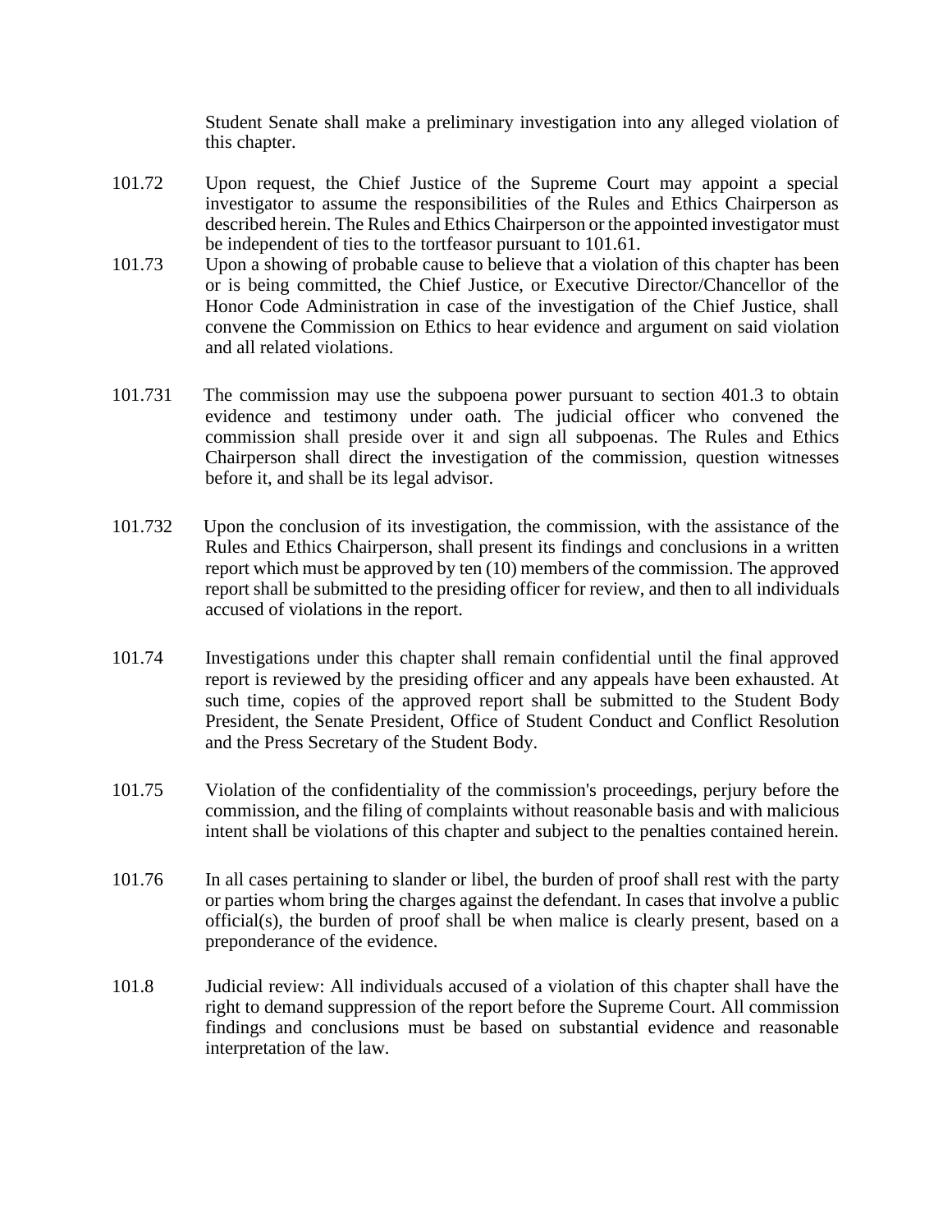Student Senate shall make a preliminary investigation into any alleged violation of this chapter.

101.72 Upon request, the Chief Justice of the Supreme Court may appoint a special investigator to assume the responsibilities of the Rules and Ethics Chairperson as described herein. The Rules and Ethics Chairperson or the appointed investigator must be independent of ties to the tortfeasor pursuant to 101.61.

101.73 Upon a showing of probable cause to believe that a violation of this chapter has been or is being committed, the Chief Justice, or Executive Director/Chancellor of the Honor Code Administration in case of the investigation of the Chief Justice, shall convene the Commission on Ethics to hear evidence and argument on said violation and all related violations.

101.731 The commission may use the subpoena power pursuant to section 401.3 to obtain evidence and testimony under oath. The judicial officer who convened the commission shall preside over it and sign all subpoenas. The Rules and Ethics Chairperson shall direct the investigation of the commission, question witnesses before it, and shall be its legal advisor.

101.732 Upon the conclusion of its investigation, the commission, with the assistance of the Rules and Ethics Chairperson, shall present its findings and conclusions in a written report which must be approved by ten (10) members of the commission. The approved report shall be submitted to the presiding officer for review, and then to all individuals accused of violations in the report.

101.74 Investigations under this chapter shall remain confidential until the final approved report is reviewed by the presiding officer and any appeals have been exhausted. At such time, copies of the approved report shall be submitted to the Student Body President, the Senate President, Office of Student Conduct and Conflict Resolution and the Press Secretary of the Student Body.

101.75 Violation of the confidentiality of the commission's proceedings, perjury before the commission, and the filing of complaints without reasonable basis and with malicious intent shall be violations of this chapter and subject to the penalties contained herein.

101.76 In all cases pertaining to slander or libel, the burden of proof shall rest with the party or parties whom bring the charges against the defendant. In cases that involve a public official(s), the burden of proof shall be when malice is clearly present, based on a preponderance of the evidence.

101.8 Judicial review: All individuals accused of a violation of this chapter shall have the right to demand suppression of the report before the Supreme Court. All commission findings and conclusions must be based on substantial evidence and reasonable interpretation of the law.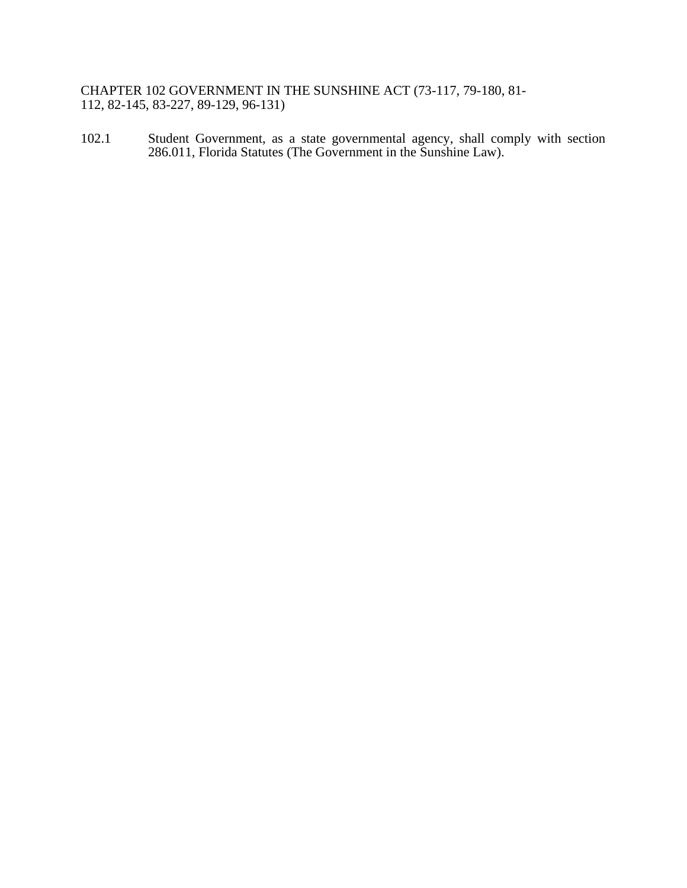## CHAPTER 102 GOVERNMENT IN THE SUNSHINE ACT (73-117, 79-180, 81-112, 82-145, 83-227, 89-129, 96-131)

102.1 Student Government, as a state governmental agency, shall comply with section 286.011, Florida Statutes (The Government in the Sunshine Law).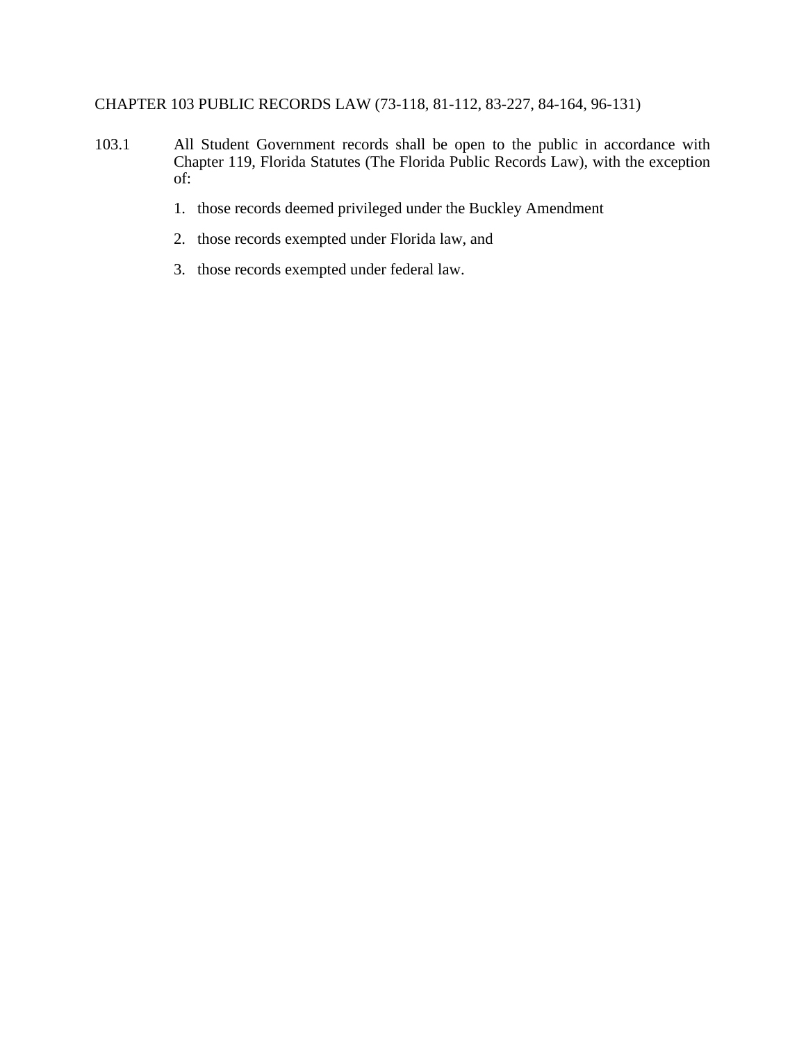## CHAPTER 103 PUBLIC RECORDS LAW (73-118, 81-112, 83-227, 84-164, 96-131)

103.1 All Student Government records shall be open to the public in accordance with Chapter 119, Florida Statutes (The Florida Public Records Law), with the exception of:

1. those records deemed privileged under the Buckley Amendment
2. those records exempted under Florida law, and
3. those records exempted under federal law.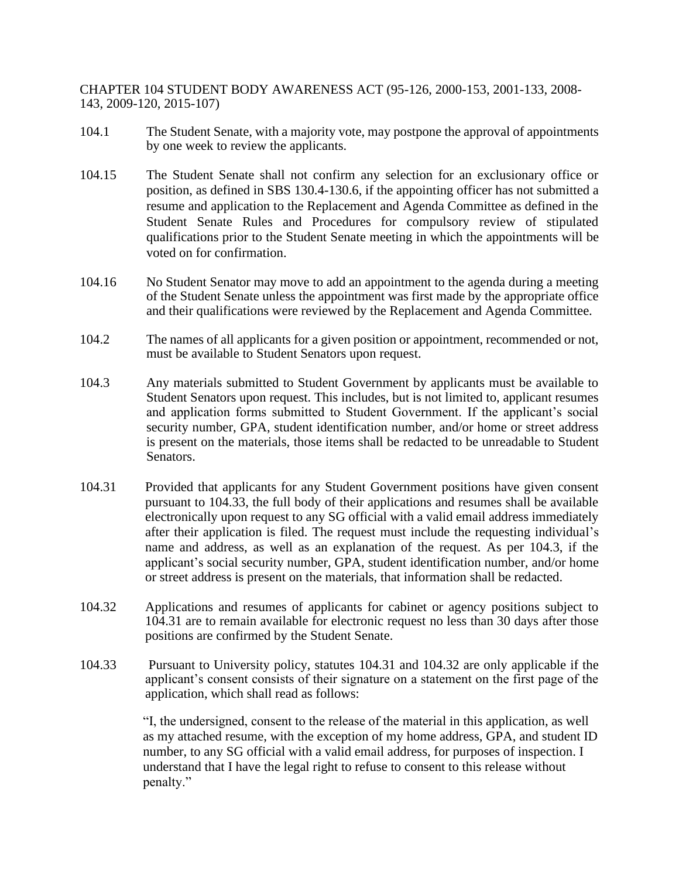CHAPTER 104 STUDENT BODY AWARENESS ACT (95-126, 2000-153, 2001-133, 2008-143, 2009-120, 2015-107)

104.1 The Student Senate, with a majority vote, may postpone the approval of appointments by one week to review the applicants.

104.15 The Student Senate shall not confirm any selection for an exclusionary office or position, as defined in SBS 130.4-130.6, if the appointing officer has not submitted a resume and application to the Replacement and Agenda Committee as defined in the Student Senate Rules and Procedures for compulsory review of stipulated qualifications prior to the Student Senate meeting in which the appointments will be voted on for confirmation.

104.16 No Student Senator may move to add an appointment to the agenda during a meeting of the Student Senate unless the appointment was first made by the appropriate office and their qualifications were reviewed by the Replacement and Agenda Committee.

104.2 The names of all applicants for a given position or appointment, recommended or not, must be available to Student Senators upon request.

104.3 Any materials submitted to Student Government by applicants must be available to Student Senators upon request. This includes, but is not limited to, applicant resumes and application forms submitted to Student Government. If the applicant's social security number, GPA, student identification number, and/or home or street address is present on the materials, those items shall be redacted to be unreadable to Student Senators.

104.31 Provided that applicants for any Student Government positions have given consent pursuant to 104.33, the full body of their applications and resumes shall be available electronically upon request to any SG official with a valid email address immediately after their application is filed. The request must include the requesting individual's name and address, as well as an explanation of the request. As per 104.3, if the applicant's social security number, GPA, student identification number, and/or home or street address is present on the materials, that information shall be redacted.

104.32 Applications and resumes of applicants for cabinet or agency positions subject to 104.31 are to remain available for electronic request no less than 30 days after those positions are confirmed by the Student Senate.

104.33 Pursuant to University policy, statutes 104.31 and 104.32 are only applicable if the applicant's consent consists of their signature on a statement on the first page of the application, which shall read as follows:

> "I, the undersigned, consent to the release of the material in this application, as well as my attached resume, with the exception of my home address, GPA, and student ID number, to any SG official with a valid email address, for purposes of inspection. I understand that I have the legal right to refuse to consent to this release without penalty."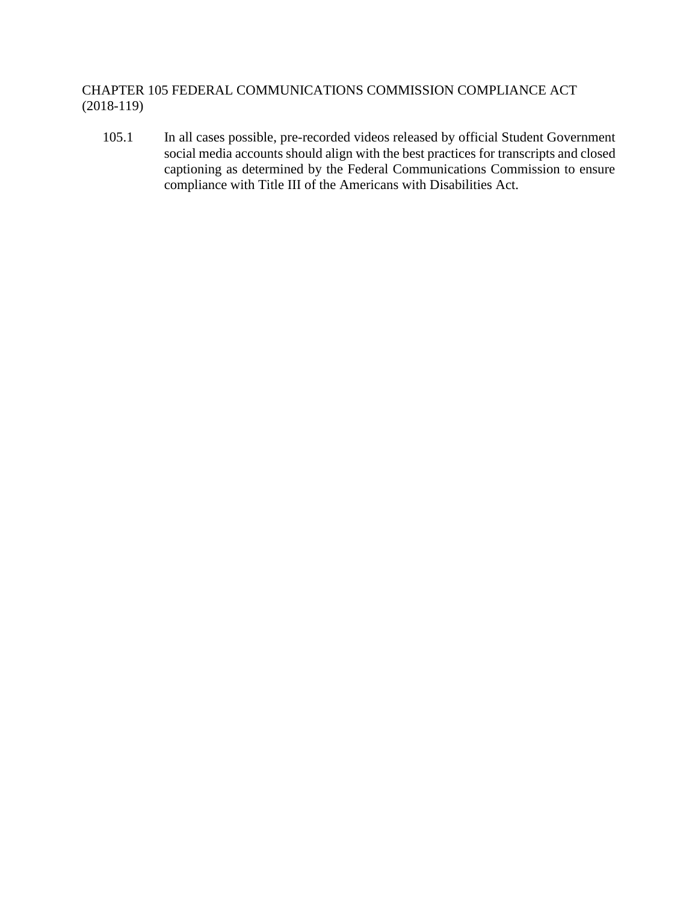## CHAPTER 105 FEDERAL COMMUNICATIONS COMMISSION COMPLIANCE ACT (2018-119)

105.1 In all cases possible, pre-recorded videos released by official Student Government social media accounts should align with the best practices for transcripts and closed captioning as determined by the Federal Communications Commission to ensure compliance with Title III of the Americans with Disabilities Act.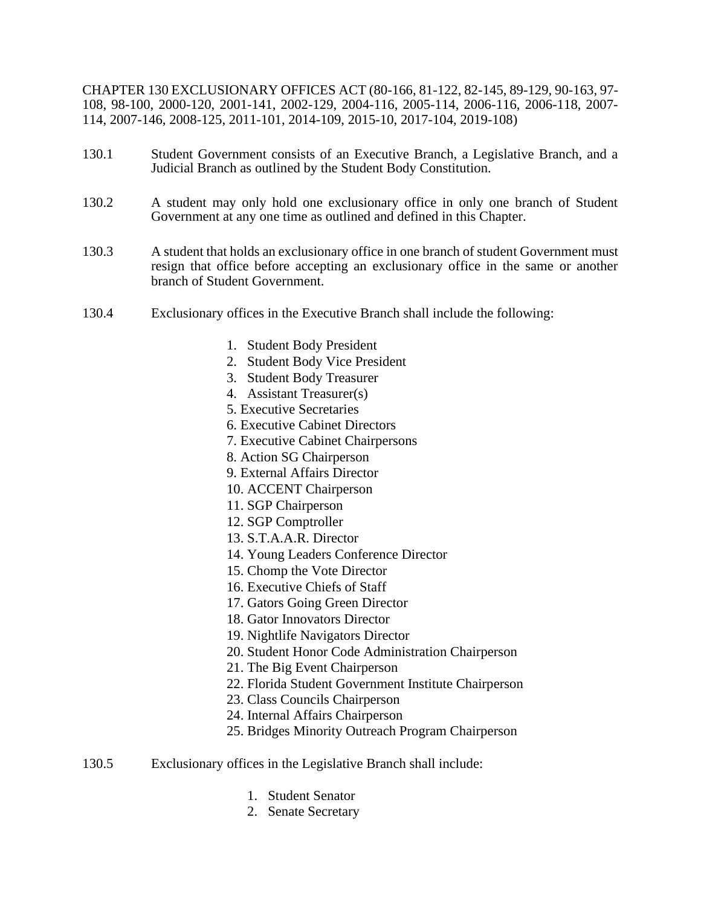CHAPTER 130 EXCLUSIONARY OFFICES ACT (80-166, 81-122, 82-145, 89-129, 90-163, 97-108, 98-100, 2000-120, 2001-141, 2002-129, 2004-116, 2005-114, 2006-116, 2006-118, 2007-114, 2007-146, 2008-125, 2011-101, 2014-109, 2015-10, 2017-104, 2019-108)

130.1 Student Government consists of an Executive Branch, a Legislative Branch, and a Judicial Branch as outlined by the Student Body Constitution.

130.2 A student may only hold one exclusionary office in only one branch of Student Government at any one time as outlined and defined in this Chapter.

130.3 A student that holds an exclusionary office in one branch of student Government must resign that office before accepting an exclusionary office in the same or another branch of Student Government.

130.4 Exclusionary offices in the Executive Branch shall include the following:

1. Student Body President
2. Student Body Vice President
3. Student Body Treasurer
4. Assistant Treasurer(s)
5. Executive Secretaries
6. Executive Cabinet Directors
7. Executive Cabinet Chairpersons
8. Action SG Chairperson
9. External Affairs Director
10. ACCENT Chairperson
11. SGP Chairperson
12. SGP Comptroller
13. S.T.A.A.R. Director
14. Young Leaders Conference Director
15. Chomp the Vote Director
16. Executive Chiefs of Staff
17. Gators Going Green Director
18. Gator Innovators Director
19. Nightlife Navigators Director
20. Student Honor Code Administration Chairperson
21. The Big Event Chairperson
22. Florida Student Government Institute Chairperson
23. Class Councils Chairperson
24. Internal Affairs Chairperson
25. Bridges Minority Outreach Program Chairperson

130.5 Exclusionary offices in the Legislative Branch shall include:

1. Student Senator
2. Senate Secretary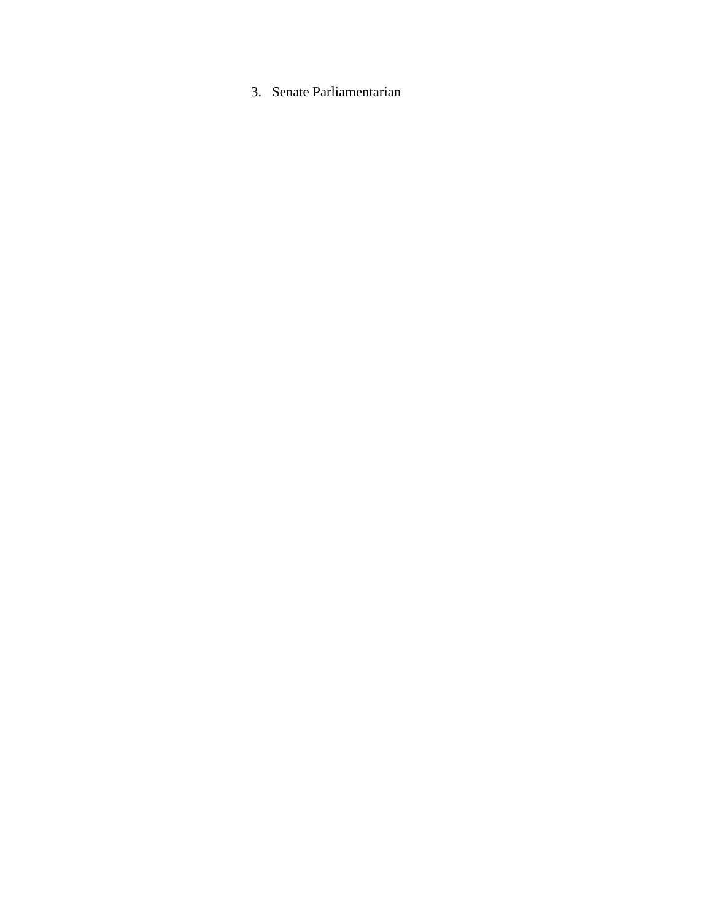3. Senate Parliamentarian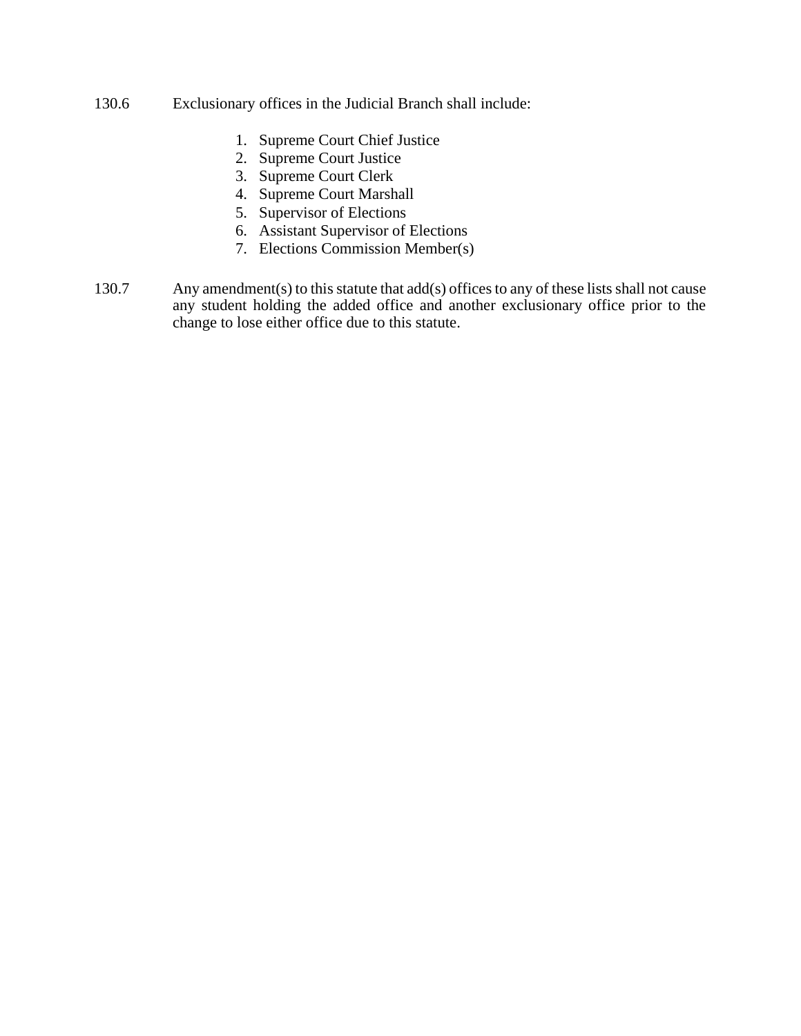130.6 Exclusionary offices in the Judicial Branch shall include:

1. Supreme Court Chief Justice
2. Supreme Court Justice
3. Supreme Court Clerk
4. Supreme Court Marshall
5. Supervisor of Elections
6. Assistant Supervisor of Elections
7. Elections Commission Member(s)

130.7 Any amendment(s) to this statute that add(s) offices to any of these lists shall not cause any student holding the added office and another exclusionary office prior to the change to lose either office due to this statute.